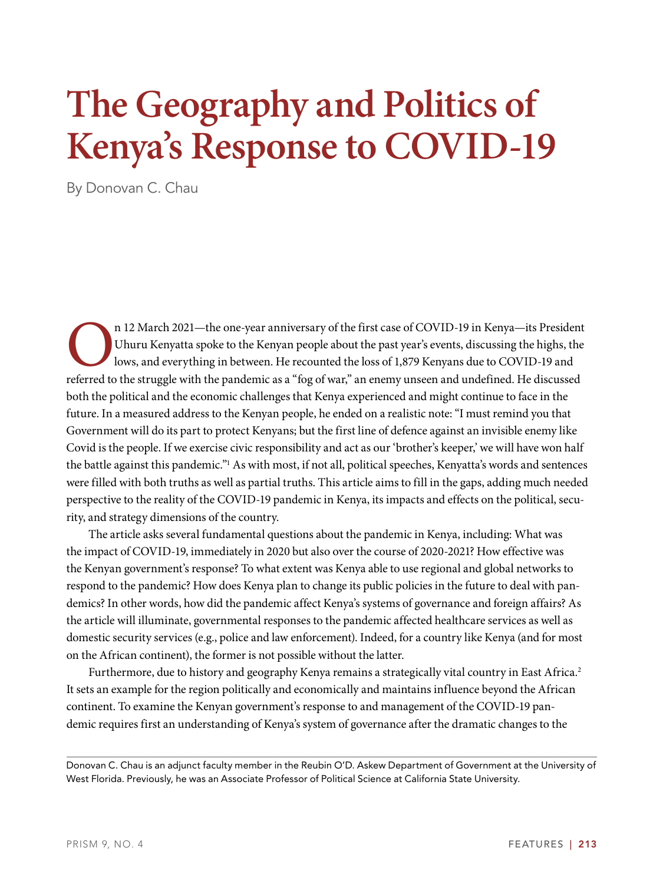# The Geography and Politics of Kenya's Response to COVID-19

By Donovan C. Chau

On 12 March 2021—the one-year anniversary of the first case of COVID-19 in Kenya—its President Uhuru Kenyatta spoke to the Kenyan people about the past year's events, discussing the highs, the lows, and everything in between. He recounted the loss of 1,879 Kenyans due to COVID-19 and referred to the struggle with the pandemic as a "fog of war," an enemy unseen and undefined. He discussed both the political and the economic challenges that Kenya experienced and might continue to face in the future. In a measured address to the Kenyan people, he ended on a realistic note: "I must remind you that Government will do its part to protect Kenyans; but the first line of defence against an invisible enemy like Covid is the people. If we exercise civic responsibility and act as our 'brother's keeper,' we will have won half the battle against this pandemic."[1] As with most, if not all, political speeches, Kenyatta's words and sentences were filled with both truths as well as partial truths. This article aims to fill in the gaps, adding much needed perspective to the reality of the COVID-19 pandemic in Kenya, its impacts and effects on the political, security, and strategy dimensions of the country.

The article asks several fundamental questions about the pandemic in Kenya, including: What was the impact of COVID-19, immediately in 2020 but also over the course of 2020-2021? How effective was the Kenyan government's response? To what extent was Kenya able to use regional and global networks to respond to the pandemic? How does Kenya plan to change its public policies in the future to deal with pandemics? In other words, how did the pandemic affect Kenya's systems of governance and foreign affairs? As the article will illuminate, governmental responses to the pandemic affected healthcare services as well as domestic security services (e.g., police and law enforcement). Indeed, for a country like Kenya (and for most on the African continent), the former is not possible without the latter.

Furthermore, due to history and geography Kenya remains a strategically vital country in East Africa.[2] It sets an example for the region politically and economically and maintains influence beyond the African continent. To examine the Kenyan government's response to and management of the COVID-19 pandemic requires first an understanding of Kenya's system of governance after the dramatic changes to the

---

Donovan C. Chau is an adjunct faculty member in the Reubin O'D. Askew Department of Government at the University of West Florida. Previously, he was an Associate Professor of Political Science at California State University.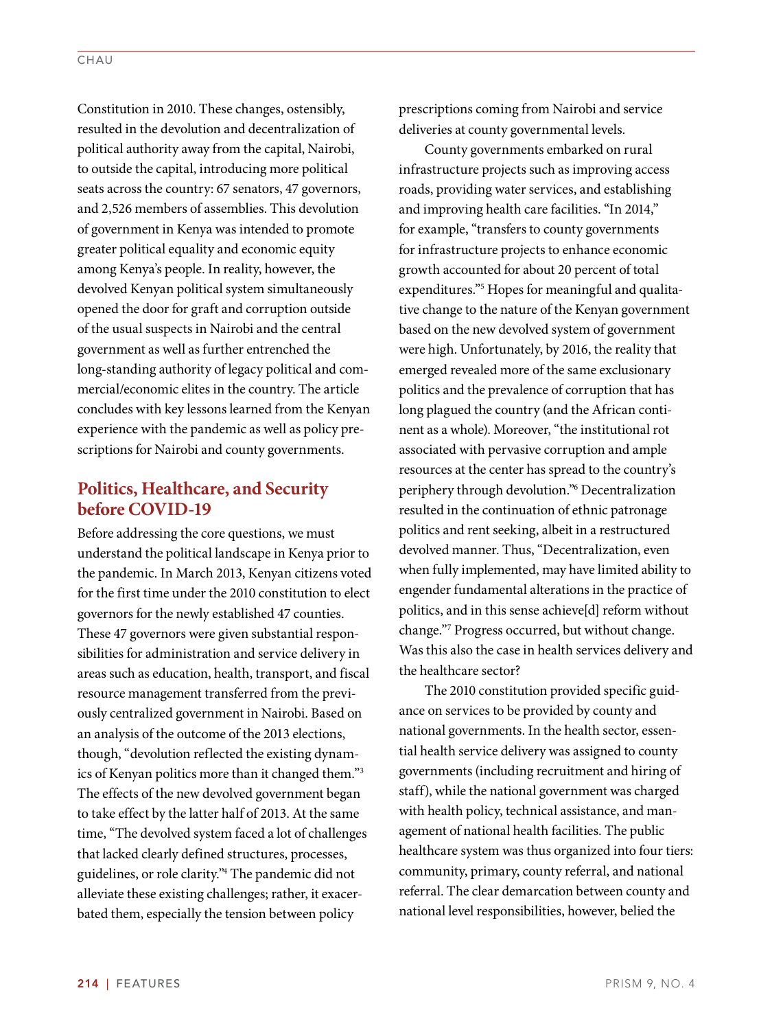Constitution in 2010. These changes, ostensibly, resulted in the devolution and decentralization of political authority away from the capital, Nairobi, to outside the capital, introducing more political seats across the country: 67 senators, 47 governors, and 2,526 members of assemblies. This devolution of government in Kenya was intended to promote greater political equality and economic equity among Kenya's people. In reality, however, the devolved Kenyan political system simultaneously opened the door for graft and corruption outside of the usual suspects in Nairobi and the central government as well as further entrenched the long-standing authority of legacy political and commercial/economic elites in the country. The article concludes with key lessons learned from the Kenyan experience with the pandemic as well as policy prescriptions for Nairobi and county governments.

## Politics, Healthcare, and Security before COVID-19

Before addressing the core questions, we must understand the political landscape in Kenya prior to the pandemic. In March 2013, Kenyan citizens voted for the first time under the 2010 constitution to elect governors for the newly established 47 counties. These 47 governors were given substantial responsibilities for administration and service delivery in areas such as education, health, transport, and fiscal resource management transferred from the previously centralized government in Nairobi. Based on an analysis of the outcome of the 2013 elections, though, "devolution reflected the existing dynamics of Kenyan politics more than it changed them."[3] The effects of the new devolved government began to take effect by the latter half of 2013. At the same time, "The devolved system faced a lot of challenges that lacked clearly defined structures, processes, guidelines, or role clarity."[4] The pandemic did not alleviate these existing challenges; rather, it exacerbated them, especially the tension between policy prescriptions coming from Nairobi and service deliveries at county governmental levels.

County governments embarked on rural infrastructure projects such as improving access roads, providing water services, and establishing and improving health care facilities. "In 2014," for example, "transfers to county governments for infrastructure projects to enhance economic growth accounted for about 20 percent of total expenditures."[5] Hopes for meaningful and qualitative change to the nature of the Kenyan government based on the new devolved system of government were high. Unfortunately, by 2016, the reality that emerged revealed more of the same exclusionary politics and the prevalence of corruption that has long plagued the country (and the African continent as a whole). Moreover, "the institutional rot associated with pervasive corruption and ample resources at the center has spread to the country's periphery through devolution."[6] Decentralization resulted in the continuation of ethnic patronage politics and rent seeking, albeit in a restructured devolved manner. Thus, "Decentralization, even when fully implemented, may have limited ability to engender fundamental alterations in the practice of politics, and in this sense achieve[d] reform without change."[7] Progress occurred, but without change. Was this also the case in health services delivery and the healthcare sector?

The 2010 constitution provided specific guidance on services to be provided by county and national governments. In the health sector, essential health service delivery was assigned to county governments (including recruitment and hiring of staff), while the national government was charged with health policy, technical assistance, and management of national health facilities. The public healthcare system was thus organized into four tiers: community, primary, county referral, and national referral. The clear demarcation between county and national level responsibilities, however, belied the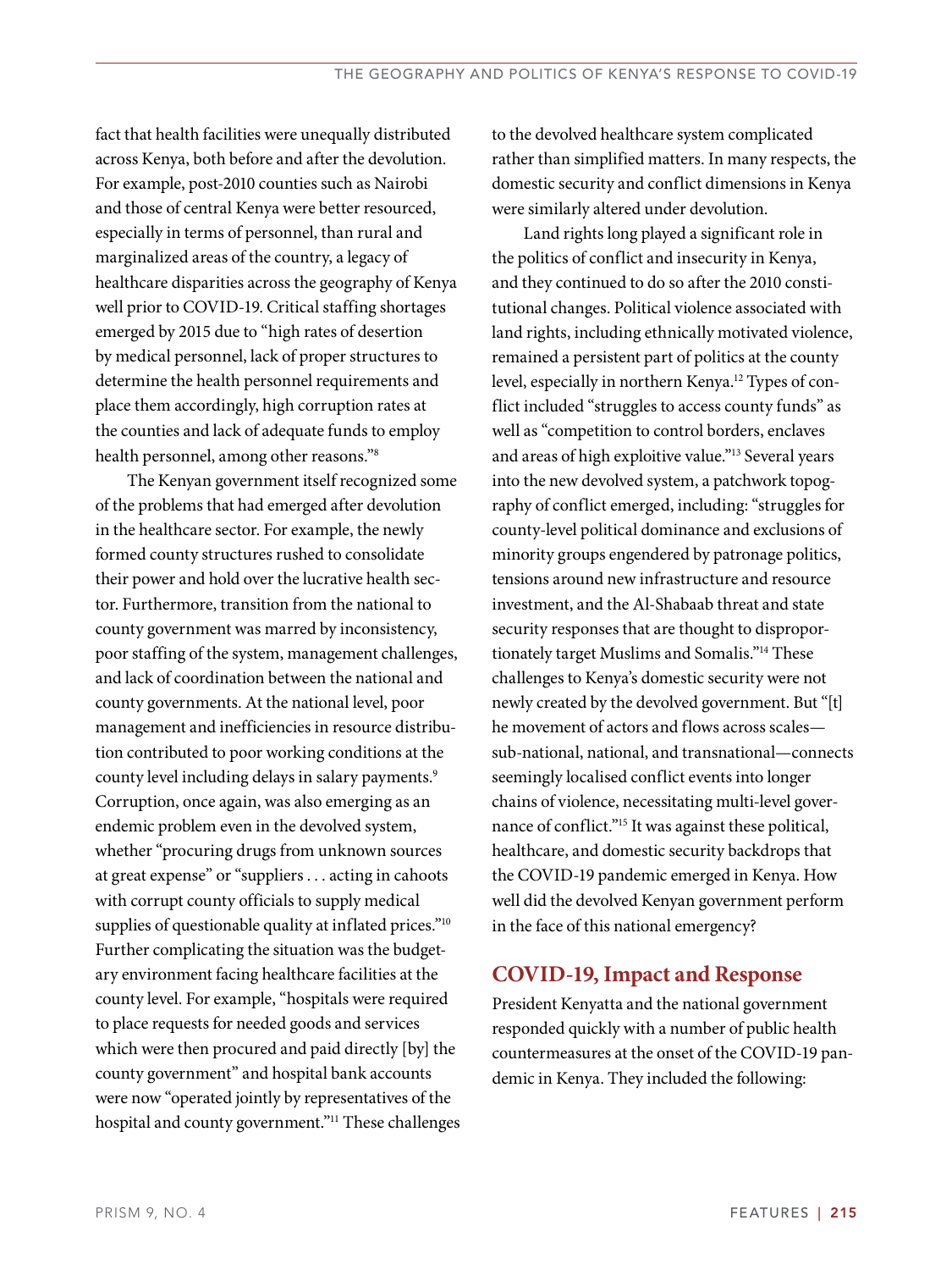fact that health facilities were unequally distributed across Kenya, both before and after the devolution. For example, post-2010 counties such as Nairobi and those of central Kenya were better resourced, especially in terms of personnel, than rural and marginalized areas of the country, a legacy of healthcare disparities across the geography of Kenya well prior to COVID-19. Critical staffing shortages emerged by 2015 due to "high rates of desertion by medical personnel, lack of proper structures to determine the health personnel requirements and place them accordingly, high corruption rates at the counties and lack of adequate funds to employ health personnel, among other reasons."[8]

The Kenyan government itself recognized some of the problems that had emerged after devolution in the healthcare sector. For example, the newly formed county structures rushed to consolidate their power and hold over the lucrative health sector. Furthermore, transition from the national to county government was marred by inconsistency, poor staffing of the system, management challenges, and lack of coordination between the national and county governments. At the national level, poor management and inefficiencies in resource distribution contributed to poor working conditions at the county level including delays in salary payments.[9] Corruption, once again, was also emerging as an endemic problem even in the devolved system, whether "procuring drugs from unknown sources at great expense" or "suppliers . . . acting in cahoots with corrupt county officials to supply medical supplies of questionable quality at inflated prices."[10] Further complicating the situation was the budgetary environment facing healthcare facilities at the county level. For example, "hospitals were required to place requests for needed goods and services which were then procured and paid directly [by] the county government" and hospital bank accounts were now "operated jointly by representatives of the hospital and county government."[11] These challenges to the devolved healthcare system complicated rather than simplified matters. In many respects, the domestic security and conflict dimensions in Kenya were similarly altered under devolution.

Land rights long played a significant role in the politics of conflict and insecurity in Kenya, and they continued to do so after the 2010 constitutional changes. Political violence associated with land rights, including ethnically motivated violence, remained a persistent part of politics at the county level, especially in northern Kenya.[12] Types of conflict included "struggles to access county funds" as well as "competition to control borders, enclaves and areas of high exploitive value."[13] Several years into the new devolved system, a patchwork topography of conflict emerged, including: "struggles for county-level political dominance and exclusions of minority groups engendered by patronage politics, tensions around new infrastructure and resource investment, and the Al-Shabaab threat and state security responses that are thought to disproportionately target Muslims and Somalis."[14] These challenges to Kenya's domestic security were not newly created by the devolved government. But "[t]he movement of actors and flows across scales—sub-national, national, and transnational—connects seemingly localised conflict events into longer chains of violence, necessitating multi-level governance of conflict."[15] It was against these political, healthcare, and domestic security backdrops that the COVID-19 pandemic emerged in Kenya. How well did the devolved Kenyan government perform in the face of this national emergency?

## COVID-19, Impact and Response

President Kenyatta and the national government responded quickly with a number of public health countermeasures at the onset of the COVID-19 pandemic in Kenya. They included the following: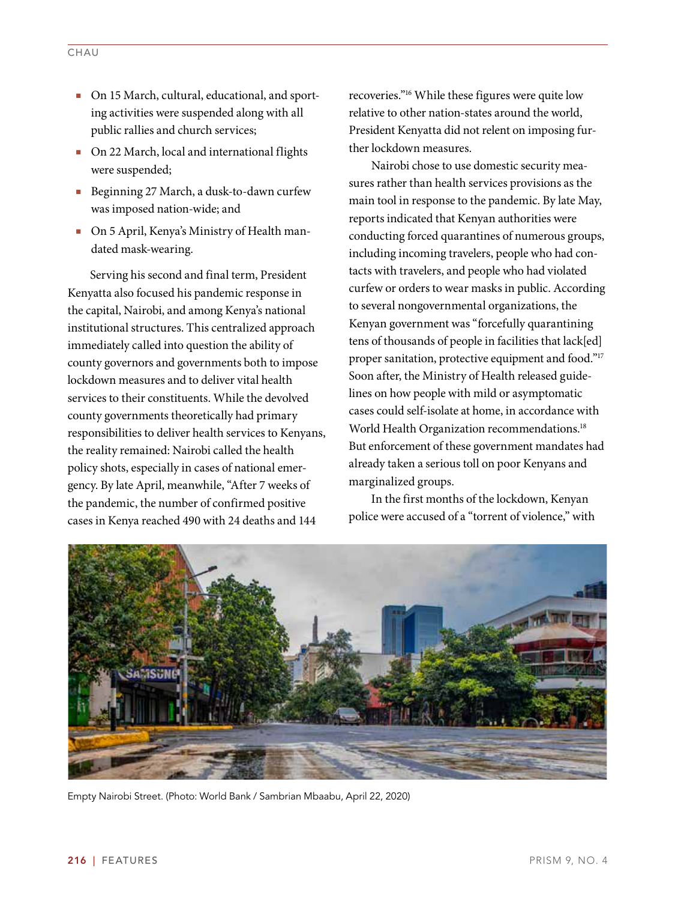- On 15 March, cultural, educational, and sporting activities were suspended along with all public rallies and church services;
- On 22 March, local and international flights were suspended;
- Beginning 27 March, a dusk-to-dawn curfew was imposed nation-wide; and
- On 5 April, Kenya's Ministry of Health mandated mask-wearing.

Serving his second and final term, President Kenyatta also focused his pandemic response in the capital, Nairobi, and among Kenya's national institutional structures. This centralized approach immediately called into question the ability of county governors and governments both to impose lockdown measures and to deliver vital health services to their constituents. While the devolved county governments theoretically had primary responsibilities to deliver health services to Kenyans, the reality remained: Nairobi called the health policy shots, especially in cases of national emergency. By late April, meanwhile, "After 7 weeks of the pandemic, the number of confirmed positive cases in Kenya reached 490 with 24 deaths and 144 recoveries."[16] While these figures were quite low relative to other nation-states around the world, President Kenyatta did not relent on imposing further lockdown measures.

Nairobi chose to use domestic security measures rather than health services provisions as the main tool in response to the pandemic. By late May, reports indicated that Kenyan authorities were conducting forced quarantines of numerous groups, including incoming travelers, people who had contacts with travelers, and people who had violated curfew or orders to wear masks in public. According to several nongovernmental organizations, the Kenyan government was "forcefully quarantining tens of thousands of people in facilities that lack[ed] proper sanitation, protective equipment and food."[17] Soon after, the Ministry of Health released guidelines on how people with mild or asymptomatic cases could self-isolate at home, in accordance with World Health Organization recommendations.[18] But enforcement of these government mandates had already taken a serious toll on poor Kenyans and marginalized groups.

In the first months of the lockdown, Kenyan police were accused of a "torrent of violence," with

Empty Nairobi Street. (Photo: World Bank / Sambrian Mbaabu, April 22, 2020)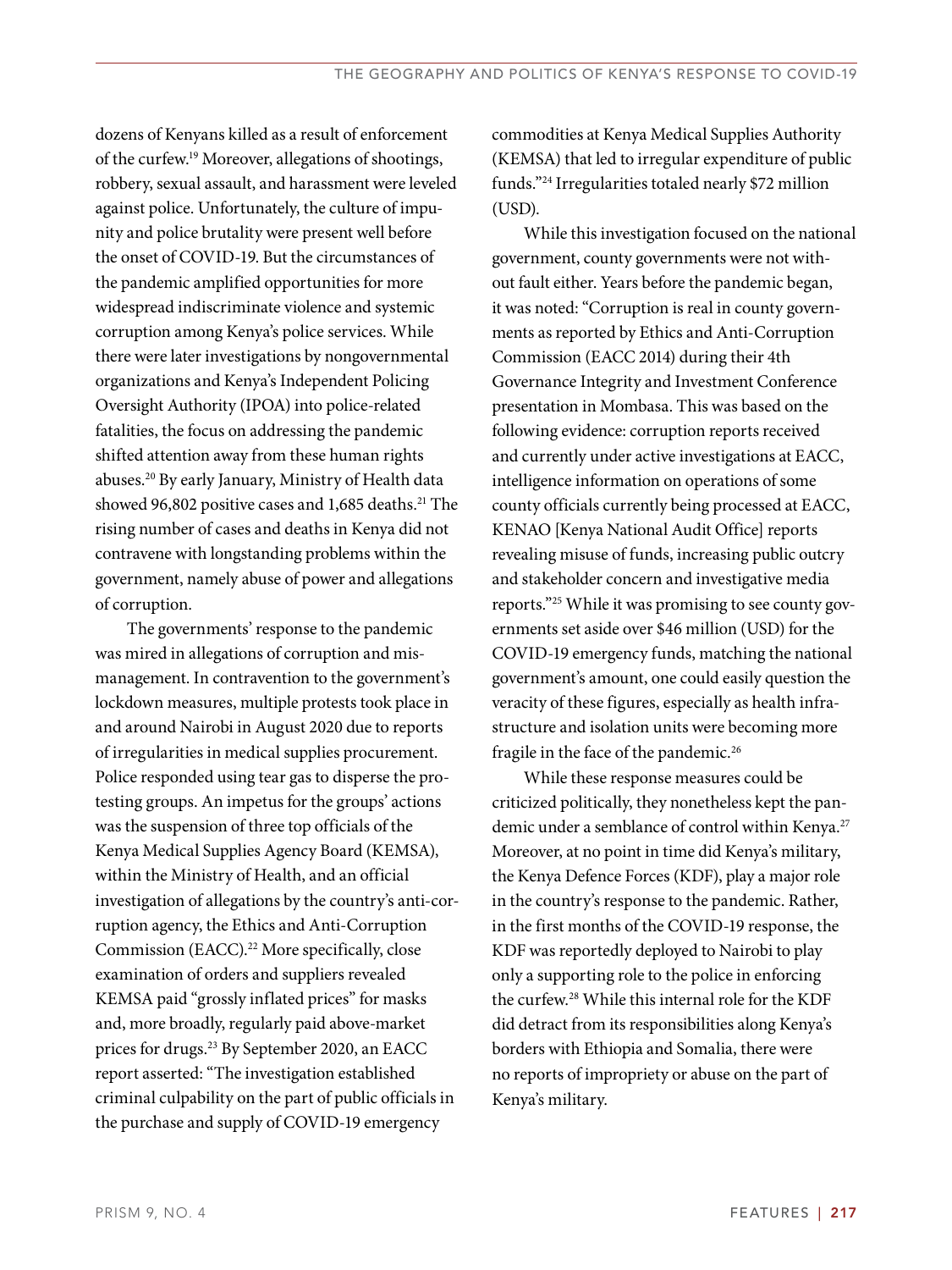dozens of Kenyans killed as a result of enforcement of the curfew.[19] Moreover, allegations of shootings, robbery, sexual assault, and harassment were leveled against police. Unfortunately, the culture of impunity and police brutality were present well before the onset of COVID-19. But the circumstances of the pandemic amplified opportunities for more widespread indiscriminate violence and systemic corruption among Kenya's police services. While there were later investigations by nongovernmental organizations and Kenya's Independent Policing Oversight Authority (IPOA) into police-related fatalities, the focus on addressing the pandemic shifted attention away from these human rights abuses.[20] By early January, Ministry of Health data showed 96,802 positive cases and 1,685 deaths.[21] The rising number of cases and deaths in Kenya did not contravene with longstanding problems within the government, namely abuse of power and allegations of corruption.

The governments' response to the pandemic was mired in allegations of corruption and mismanagement. In contravention to the government's lockdown measures, multiple protests took place in and around Nairobi in August 2020 due to reports of irregularities in medical supplies procurement. Police responded using tear gas to disperse the protesting groups. An impetus for the groups' actions was the suspension of three top officials of the Kenya Medical Supplies Agency Board (KEMSA), within the Ministry of Health, and an official investigation of allegations by the country's anti-corruption agency, the Ethics and Anti-Corruption Commission (EACC).[22] More specifically, close examination of orders and suppliers revealed KEMSA paid "grossly inflated prices" for masks and, more broadly, regularly paid above-market prices for drugs.[23] By September 2020, an EACC report asserted: "The investigation established criminal culpability on the part of public officials in the purchase and supply of COVID-19 emergency commodities at Kenya Medical Supplies Authority (KEMSA) that led to irregular expenditure of public funds."[24] Irregularities totaled nearly $72 million (USD).

While this investigation focused on the national government, county governments were not without fault either. Years before the pandemic began, it was noted: "Corruption is real in county governments as reported by Ethics and Anti-Corruption Commission (EACC 2014) during their 4th Governance Integrity and Investment Conference presentation in Mombasa. This was based on the following evidence: corruption reports received and currently under active investigations at EACC, intelligence information on operations of some county officials currently being processed at EACC, KENAO [Kenya National Audit Office] reports revealing misuse of funds, increasing public outcry and stakeholder concern and investigative media reports."[25] While it was promising to see county governments set aside over $46 million (USD) for the COVID-19 emergency funds, matching the national government's amount, one could easily question the veracity of these figures, especially as health infrastructure and isolation units were becoming more fragile in the face of the pandemic.[26]

While these response measures could be criticized politically, they nonetheless kept the pandemic under a semblance of control within Kenya.[27] Moreover, at no point in time did Kenya's military, the Kenya Defence Forces (KDF), play a major role in the country's response to the pandemic. Rather, in the first months of the COVID-19 response, the KDF was reportedly deployed to Nairobi to play only a supporting role to the police in enforcing the curfew.[28] While this internal role for the KDF did detract from its responsibilities along Kenya's borders with Ethiopia and Somalia, there were no reports of impropriety or abuse on the part of Kenya's military.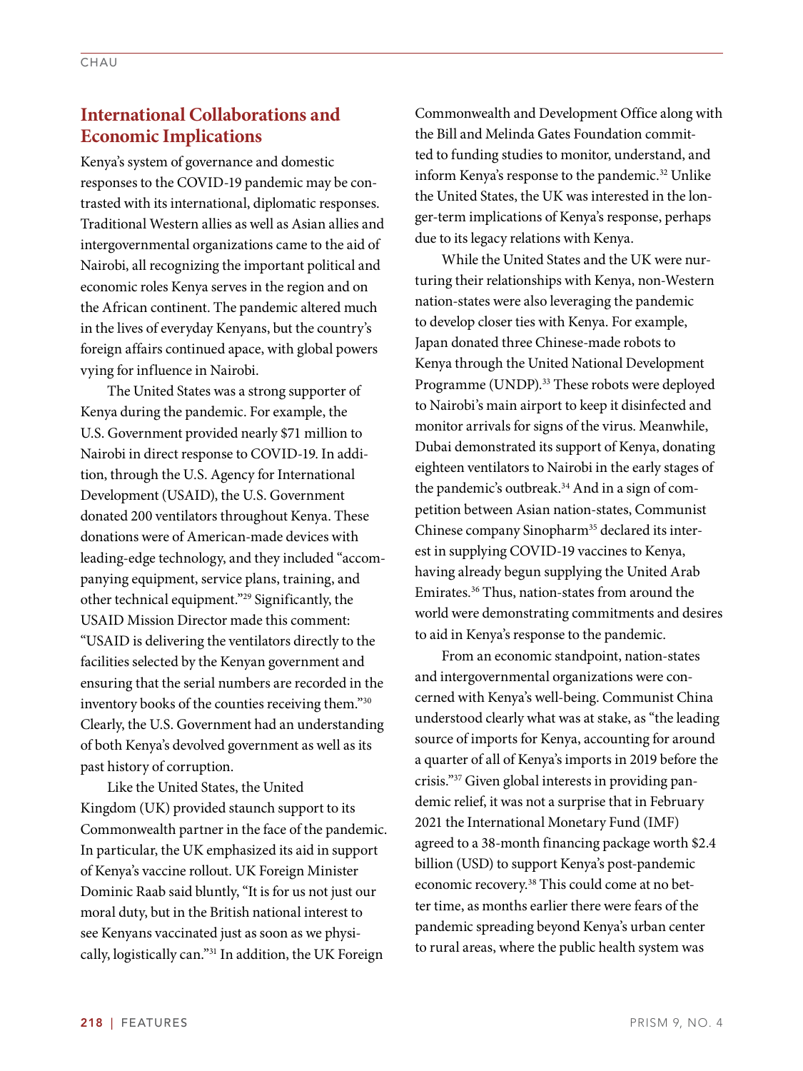## International Collaborations and Economic Implications

Kenya's system of governance and domestic responses to the COVID-19 pandemic may be contrasted with its international, diplomatic responses. Traditional Western allies as well as Asian allies and intergovernmental organizations came to the aid of Nairobi, all recognizing the important political and economic roles Kenya serves in the region and on the African continent. The pandemic altered much in the lives of everyday Kenyans, but the country's foreign affairs continued apace, with global powers vying for influence in Nairobi.

The United States was a strong supporter of Kenya during the pandemic. For example, the U.S. Government provided nearly $71 million to Nairobi in direct response to COVID-19. In addition, through the U.S. Agency for International Development (USAID), the U.S. Government donated 200 ventilators throughout Kenya. These donations were of American-made devices with leading-edge technology, and they included "accompanying equipment, service plans, training, and other technical equipment."[29] Significantly, the USAID Mission Director made this comment: "USAID is delivering the ventilators directly to the facilities selected by the Kenyan government and ensuring that the serial numbers are recorded in the inventory books of the counties receiving them."[30] Clearly, the U.S. Government had an understanding of both Kenya's devolved government as well as its past history of corruption.

Like the United States, the United Kingdom (UK) provided staunch support to its Commonwealth partner in the face of the pandemic. In particular, the UK emphasized its aid in support of Kenya's vaccine rollout. UK Foreign Minister Dominic Raab said bluntly, "It is for us not just our moral duty, but in the British national interest to see Kenyans vaccinated just as soon as we physically, logistically can."[31] In addition, the UK Foreign Commonwealth and Development Office along with the Bill and Melinda Gates Foundation committed to funding studies to monitor, understand, and inform Kenya's response to the pandemic.[32] Unlike the United States, the UK was interested in the longer-term implications of Kenya's response, perhaps due to its legacy relations with Kenya.

While the United States and the UK were nurturing their relationships with Kenya, non-Western nation-states were also leveraging the pandemic to develop closer ties with Kenya. For example, Japan donated three Chinese-made robots to Kenya through the United National Development Programme (UNDP).[33] These robots were deployed to Nairobi's main airport to keep it disinfected and monitor arrivals for signs of the virus. Meanwhile, Dubai demonstrated its support of Kenya, donating eighteen ventilators to Nairobi in the early stages of the pandemic's outbreak.[34] And in a sign of competition between Asian nation-states, Communist Chinese company Sinopharm[35] declared its interest in supplying COVID-19 vaccines to Kenya, having already begun supplying the United Arab Emirates.[36] Thus, nation-states from around the world were demonstrating commitments and desires to aid in Kenya's response to the pandemic.

From an economic standpoint, nation-states and intergovernmental organizations were concerned with Kenya's well-being. Communist China understood clearly what was at stake, as "the leading source of imports for Kenya, accounting for around a quarter of all of Kenya's imports in 2019 before the crisis."[37] Given global interests in providing pandemic relief, it was not a surprise that in February 2021 the International Monetary Fund (IMF) agreed to a 38-month financing package worth $2.4 billion (USD) to support Kenya's post-pandemic economic recovery.[38] This could come at no better time, as months earlier there were fears of the pandemic spreading beyond Kenya's urban center to rural areas, where the public health system was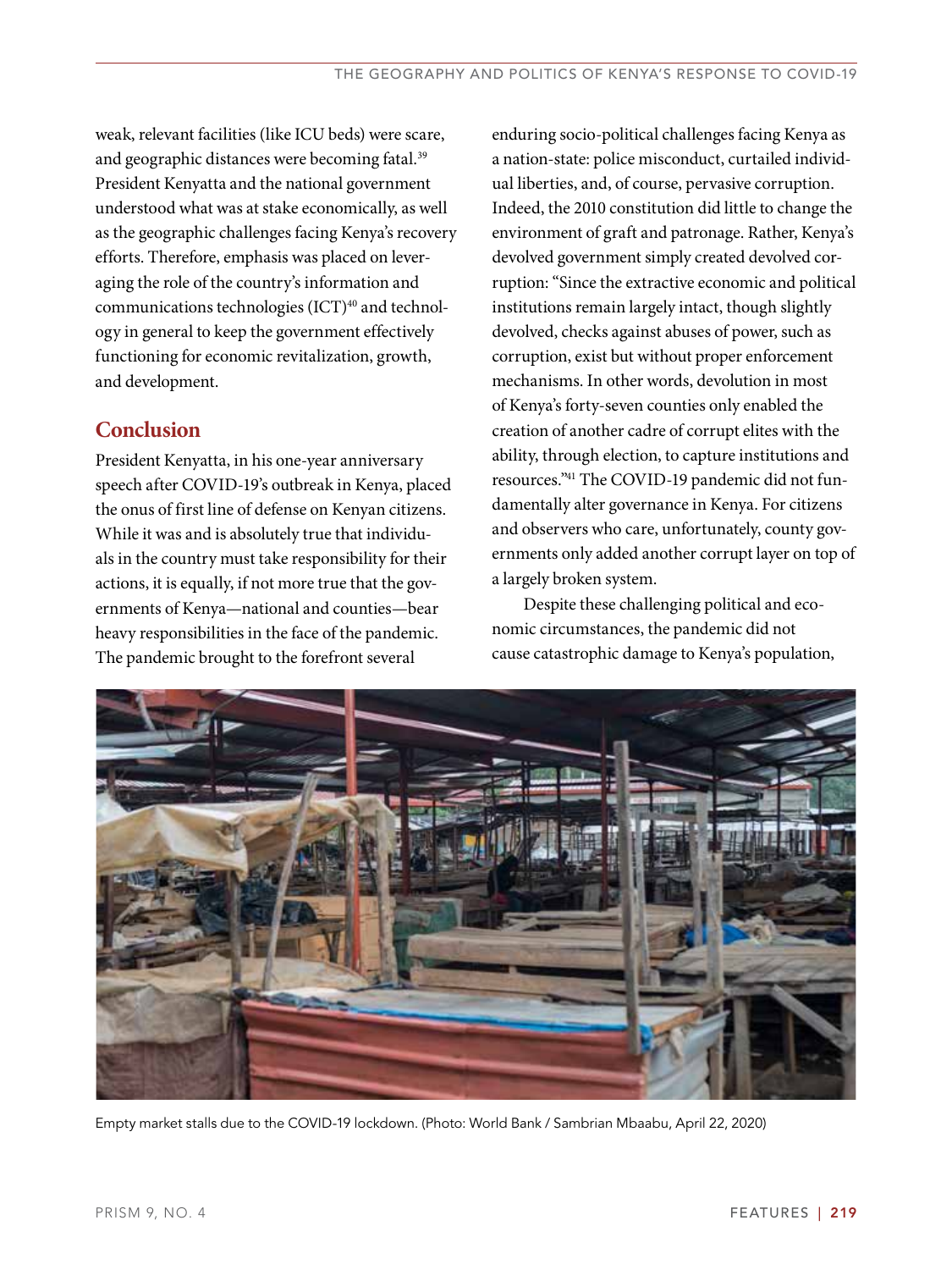weak, relevant facilities (like ICU beds) were scare, and geographic distances were becoming fatal.[39] President Kenyatta and the national government understood what was at stake economically, as well as the geographic challenges facing Kenya's recovery efforts. Therefore, emphasis was placed on leveraging the role of the country's information and communications technologies (ICT)[40] and technology in general to keep the government effectively functioning for economic revitalization, growth, and development.

## Conclusion

President Kenyatta, in his one-year anniversary speech after COVID-19's outbreak in Kenya, placed the onus of first line of defense on Kenyan citizens. While it was and is absolutely true that individuals in the country must take responsibility for their actions, it is equally, if not more true that the governments of Kenya—national and counties—bear heavy responsibilities in the face of the pandemic. The pandemic brought to the forefront several enduring socio-political challenges facing Kenya as a nation-state: police misconduct, curtailed individual liberties, and, of course, pervasive corruption. Indeed, the 2010 constitution did little to change the environment of graft and patronage. Rather, Kenya's devolved government simply created devolved corruption: "Since the extractive economic and political institutions remain largely intact, though slightly devolved, checks against abuses of power, such as corruption, exist but without proper enforcement mechanisms. In other words, devolution in most of Kenya's forty-seven counties only enabled the creation of another cadre of corrupt elites with the ability, through election, to capture institutions and resources."[41] The COVID-19 pandemic did not fundamentally alter governance in Kenya. For citizens and observers who care, unfortunately, county governments only added another corrupt layer on top of a largely broken system.

Despite these challenging political and economic circumstances, the pandemic did not cause catastrophic damage to Kenya's population,

Empty market stalls due to the COVID-19 lockdown. (Photo: World Bank / Sambrian Mbaabu, April 22, 2020)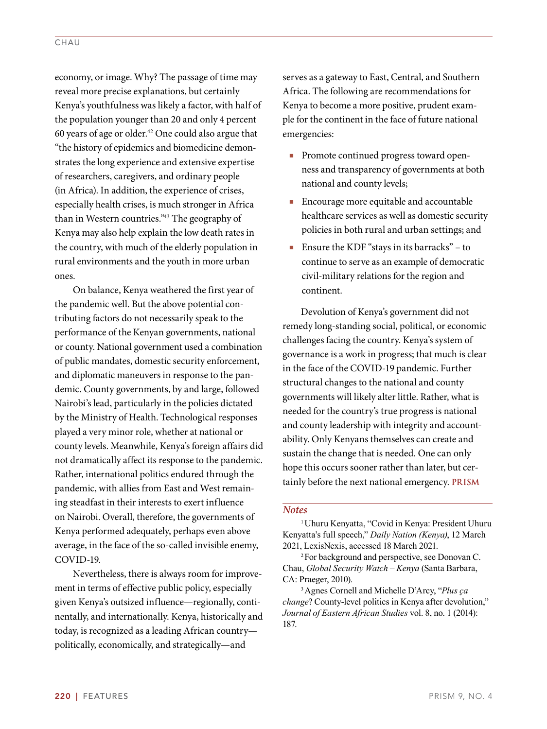economy, or image. Why? The passage of time may reveal more precise explanations, but certainly Kenya's youthfulness was likely a factor, with half of the population younger than 20 and only 4 percent 60 years of age or older.[42] One could also argue that "the history of epidemics and biomedicine demonstrates the long experience and extensive expertise of researchers, caregivers, and ordinary people (in Africa). In addition, the experience of crises, especially health crises, is much stronger in Africa than in Western countries."[43] The geography of Kenya may also help explain the low death rates in the country, with much of the elderly population in rural environments and the youth in more urban ones.

On balance, Kenya weathered the first year of the pandemic well. But the above potential contributing factors do not necessarily speak to the performance of the Kenyan governments, national or county. National government used a combination of public mandates, domestic security enforcement, and diplomatic maneuvers in response to the pandemic. County governments, by and large, followed Nairobi's lead, particularly in the policies dictated by the Ministry of Health. Technological responses played a very minor role, whether at national or county levels. Meanwhile, Kenya's foreign affairs did not dramatically affect its response to the pandemic. Rather, international politics endured through the pandemic, with allies from East and West remaining steadfast in their interests to exert influence on Nairobi. Overall, therefore, the governments of Kenya performed adequately, perhaps even above average, in the face of the so-called invisible enemy, COVID-19.

Nevertheless, there is always room for improvement in terms of effective public policy, especially given Kenya's outsized influence—regionally, continentally, and internationally. Kenya, historically and today, is recognized as a leading African country—politically, economically, and strategically—and serves as a gateway to East, Central, and Southern Africa. The following are recommendations for Kenya to become a more positive, prudent example for the continent in the face of future national emergencies:

- Promote continued progress toward openness and transparency of governments at both national and county levels;
- Encourage more equitable and accountable healthcare services as well as domestic security policies in both rural and urban settings; and
- Ensure the KDF "stays in its barracks" – to continue to serve as an example of democratic civil-military relations for the region and continent.

Devolution of Kenya's government did not remedy long-standing social, political, or economic challenges facing the country. Kenya's system of governance is a work in progress; that much is clear in the face of the COVID-19 pandemic. Further structural changes to the national and county governments will likely alter little. Rather, what is needed for the country's true progress is national and county leadership with integrity and accountability. Only Kenyans themselves can create and sustain the change that is needed. One can only hope this occurs sooner rather than later, but certainly before the next national emergency. **PRISM**

## Notes

[1] Uhuru Kenyatta, "Covid in Kenya: President Uhuru Kenyatta's full speech," *Daily Nation (Kenya)*, 12 March 2021, LexisNexis, accessed 18 March 2021.

[2] For background and perspective, see Donovan C. Chau, *Global Security Watch – Kenya* (Santa Barbara, CA: Praeger, 2010).

[3] Agnes Cornell and Michelle D'Arcy, "*Plus ça change*? County-level politics in Kenya after devolution," *Journal of Eastern African Studies* vol. 8, no. 1 (2014): 187.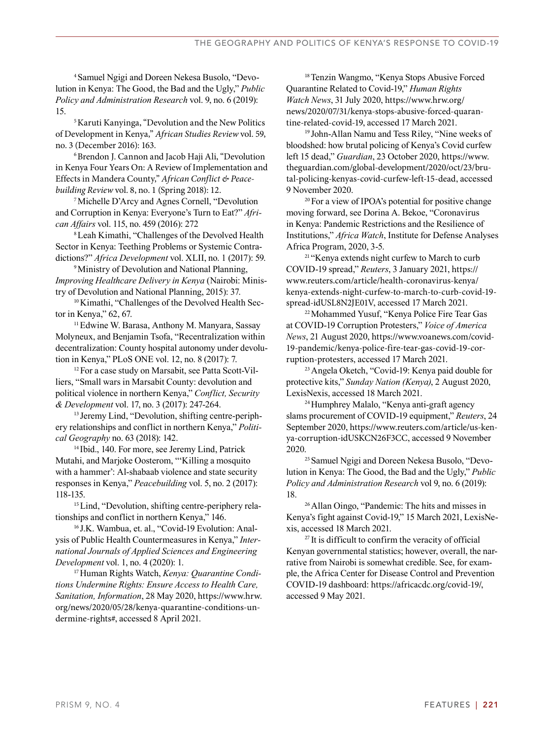[4] Samuel Ngigi and Doreen Nekesa Busolo, "Devolution in Kenya: The Good, the Bad and the Ugly," *Public Policy and Administration Research* vol. 9, no. 6 (2019): 15.

[5] Karuti Kanyinga, "Devolution and the New Politics of Development in Kenya," *African Studies Review* vol. 59, no. 3 (December 2016): 163.

[6] Brendon J. Cannon and Jacob Haji Ali, "Devolution in Kenya Four Years On: A Review of Implementation and Effects in Mandera County," *African Conflict & Peacebuilding Review* vol. 8, no. 1 (Spring 2018): 12.

[7] Michelle D'Arcy and Agnes Cornell, "Devolution and Corruption in Kenya: Everyone's Turn to Eat?" *African Affairs* vol. 115, no. 459 (2016): 272

[8] Leah Kimathi, "Challenges of the Devolved Health Sector in Kenya: Teething Problems or Systemic Contradictions?" *Africa Development* vol. XLII, no. 1 (2017): 59.

[9] Ministry of Devolution and National Planning, *Improving Healthcare Delivery in Kenya* (Nairobi: Ministry of Devolution and National Planning, 2015): 37.

[10] Kimathi, "Challenges of the Devolved Health Sector in Kenya," 62, 67.

[11] Edwine W. Barasa, Anthony M. Manyara, Sassay Molyneux, and Benjamin Tsofa, "Recentralization within decentralization: County hospital autonomy under devolution in Kenya," PLoS ONE vol. 12, no. 8 (2017): 7.

[12] For a case study on Marsabit, see Patta Scott-Villiers, "Small wars in Marsabit County: devolution and political violence in northern Kenya," *Conflict, Security & Development* vol. 17, no. 3 (2017): 247-264.

[13] Jeremy Lind, "Devolution, shifting centre-periphery relationships and conflict in northern Kenya," *Political Geography* no. 63 (2018): 142.

[14] Ibid., 140. For more, see Jeremy Lind, Patrick Mutahi, and Marjoke Oosterom, "'Killing a mosquito with a hammer': Al-shabaab violence and state security responses in Kenya," *Peacebuilding* vol. 5, no. 2 (2017): 118-135.

[15] Lind, "Devolution, shifting centre-periphery relationships and conflict in northern Kenya," 146.

[16] J.K. Wambua, et. al., "Covid-19 Evolution: Analysis of Public Health Countermeasures in Kenya," *International Journals of Applied Sciences and Engineering Development* vol. 1, no. 4 (2020): 1.

[17] Human Rights Watch, *Kenya: Quarantine Conditions Undermine Rights: Ensure Access to Health Care, Sanitation, Information*, 28 May 2020, https://www.hrw.org/news/2020/05/28/kenya-quarantine-conditions-undermine-rights#, accessed 8 April 2021.

[18] Tenzin Wangmo, "Kenya Stops Abusive Forced Quarantine Related to Covid-19," *Human Rights Watch News*, 31 July 2020, https://www.hrw.org/news/2020/07/31/kenya-stops-abusive-forced-quarantine-related-covid-19, accessed 17 March 2021.

[19] John-Allan Namu and Tess Riley, "Nine weeks of bloodshed: how brutal policing of Kenya's Covid curfew left 15 dead," *Guardian*, 23 October 2020, https://www.theguardian.com/global-development/2020/oct/23/brutal-policing-kenyas-covid-curfew-left-15-dead, accessed 9 November 2020.

[20] For a view of IPOA's potential for positive change moving forward, see Dorina A. Bekoe, "Coronavirus in Kenya: Pandemic Restrictions and the Resilience of Institutions," *Africa Watch*, Institute for Defense Analyses Africa Program, 2020, 3-5.

[21] "Kenya extends night curfew to March to curb COVID-19 spread," *Reuters*, 3 January 2021, https://www.reuters.com/article/health-coronavirus-kenya/kenya-extends-night-curfew-to-march-to-curb-covid-19-spread-idUSL8N2JE01V, accessed 17 March 2021.

[22] Mohammed Yusuf, "Kenya Police Fire Tear Gas at COVID-19 Corruption Protesters," *Voice of America News*, 21 August 2020, https://www.voanews.com/covid-19-pandemic/kenya-police-fire-tear-gas-covid-19-corruption-protesters, accessed 17 March 2021.

[23] Angela Oketch, "Covid-19: Kenya paid double for protective kits," *Sunday Nation (Kenya)*, 2 August 2020, LexisNexis, accessed 18 March 2021.

[24] Humphrey Malalo, "Kenya anti-graft agency slams procurement of COVID-19 equipment," *Reuters*, 24 September 2020, https://www.reuters.com/article/us-kenya-corruption-idUSKCN26F3CC, accessed 9 November 2020.

[25] Samuel Ngigi and Doreen Nekesa Busolo, "Devolution in Kenya: The Good, the Bad and the Ugly," *Public Policy and Administration Research* vol 9, no. 6 (2019): 18.

[26] Allan Oingo, "Pandemic: The hits and misses in Kenya's fight against Covid-19," 15 March 2021, LexisNexis, accessed 18 March 2021.

[27] It is difficult to confirm the veracity of official Kenyan governmental statistics; however, overall, the narrative from Nairobi is somewhat credible. See, for example, the Africa Center for Disease Control and Prevention COVID-19 dashboard: https://africacdc.org/covid-19/, accessed 9 May 2021.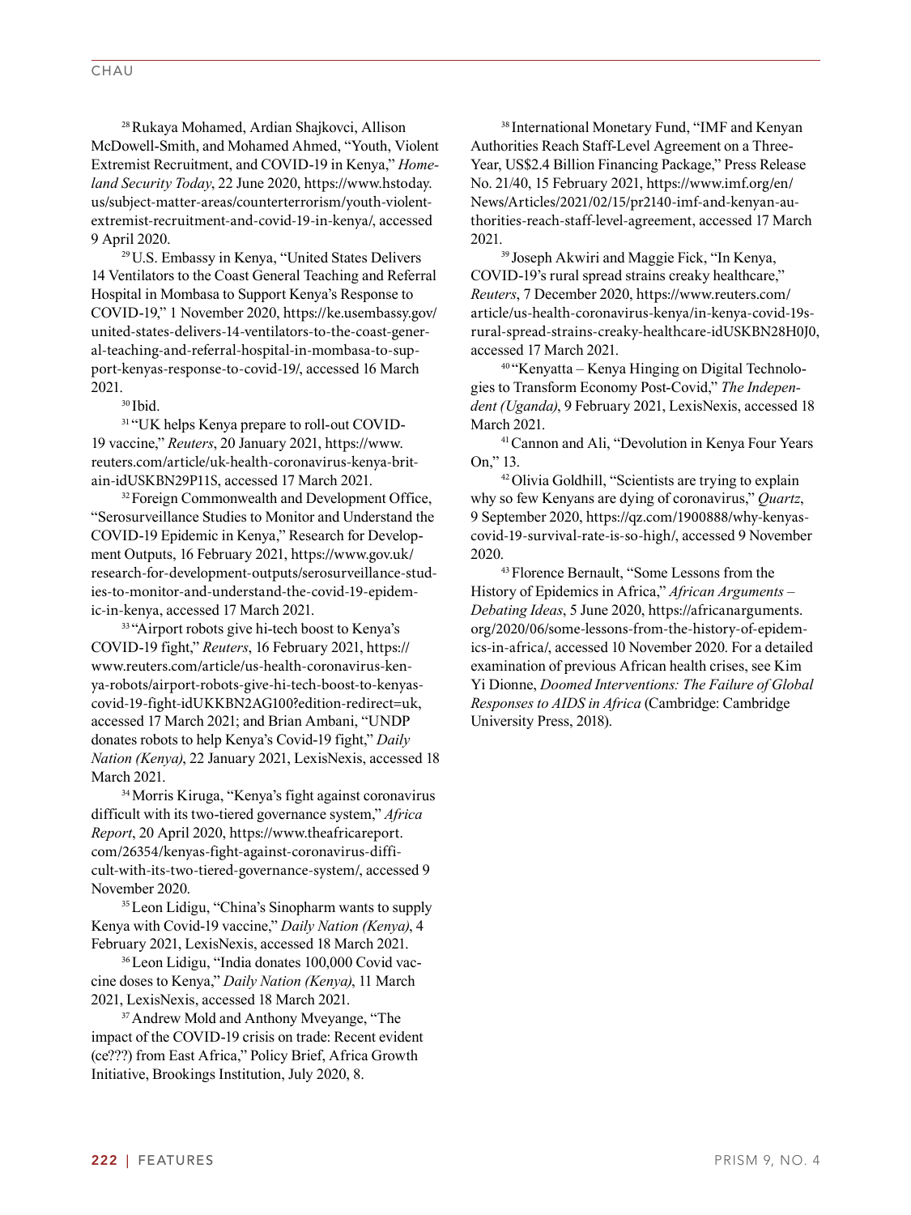[28] Rukaya Mohamed, Ardian Shajkovci, Allison McDowell-Smith, and Mohamed Ahmed, "Youth, Violent Extremist Recruitment, and COVID-19 in Kenya," *Homeland Security Today*, 22 June 2020, https://www.hstoday.us/subject-matter-areas/counterterrorism/youth-violent-extremist-recruitment-and-covid-19-in-kenya/, accessed 9 April 2020.

[29] U.S. Embassy in Kenya, "United States Delivers 14 Ventilators to the Coast General Teaching and Referral Hospital in Mombasa to Support Kenya's Response to COVID-19," 1 November 2020, https://ke.usembassy.gov/united-states-delivers-14-ventilators-to-the-coast-general-teaching-and-referral-hospital-in-mombasa-to-support-kenyas-response-to-covid-19/, accessed 16 March 2021.

[30] Ibid.

[31] "UK helps Kenya prepare to roll-out COVID-19 vaccine," *Reuters*, 20 January 2021, https://www.reuters.com/article/uk-health-coronavirus-kenya-britain-idUSKBN29P11S, accessed 17 March 2021.

[32] Foreign Commonwealth and Development Office, "Serosurveillance Studies to Monitor and Understand the COVID-19 Epidemic in Kenya," Research for Development Outputs, 16 February 2021, https://www.gov.uk/research-for-development-outputs/serosurveillance-studies-to-monitor-and-understand-the-covid-19-epidemic-in-kenya, accessed 17 March 2021.

[33] "Airport robots give hi-tech boost to Kenya's COVID-19 fight," *Reuters*, 16 February 2021, https://www.reuters.com/article/us-health-coronavirus-kenya-robots/airport-robots-give-hi-tech-boost-to-kenyas-covid-19-fight-idUKKBN2AG100?edition-redirect=uk, accessed 17 March 2021; and Brian Ambani, "UNDP donates robots to help Kenya's Covid-19 fight," *Daily Nation (Kenya)*, 22 January 2021, LexisNexis, accessed 18 March 2021.

[34] Morris Kiruga, "Kenya's fight against coronavirus difficult with its two-tiered governance system," *Africa Report*, 20 April 2020, https://www.theafricareport.com/26354/kenyas-fight-against-coronavirus-difficult-with-its-two-tiered-governance-system/, accessed 9 November 2020.

[35] Leon Lidigu, "China's Sinopharm wants to supply Kenya with Covid-19 vaccine," *Daily Nation (Kenya)*, 4 February 2021, LexisNexis, accessed 18 March 2021.

[36] Leon Lidigu, "India donates 100,000 Covid vaccine doses to Kenya," *Daily Nation (Kenya)*, 11 March 2021, LexisNexis, accessed 18 March 2021.

[37] Andrew Mold and Anthony Mveyange, "The impact of the COVID-19 crisis on trade: Recent evident (ce???) from East Africa," Policy Brief, Africa Growth Initiative, Brookings Institution, July 2020, 8.

[38] International Monetary Fund, "IMF and Kenyan Authorities Reach Staff-Level Agreement on a Three-Year, US$2.4 Billion Financing Package," Press Release No. 21/40, 15 February 2021, https://www.imf.org/en/News/Articles/2021/02/15/pr2140-imf-and-kenyan-authorities-reach-staff-level-agreement, accessed 17 March 2021.

[39] Joseph Akwiri and Maggie Fick, "In Kenya, COVID-19's rural spread strains creaky healthcare," *Reuters*, 7 December 2020, https://www.reuters.com/article/us-health-coronavirus-kenya/in-kenya-covid-19s-rural-spread-strains-creaky-healthcare-idUSKBN28H0J0, accessed 17 March 2021.

[40] "Kenyatta – Kenya Hinging on Digital Technologies to Transform Economy Post-Covid," *The Independent (Uganda)*, 9 February 2021, LexisNexis, accessed 18 March 2021.

[41] Cannon and Ali, "Devolution in Kenya Four Years On," 13.

[42] Olivia Goldhill, "Scientists are trying to explain why so few Kenyans are dying of coronavirus," *Quartz*, 9 September 2020, https://qz.com/1900888/why-kenyas-covid-19-survival-rate-is-so-high/, accessed 9 November 2020.

[43] Florence Bernault, "Some Lessons from the History of Epidemics in Africa," *African Arguments – Debating Ideas*, 5 June 2020, https://africanarguments.org/2020/06/some-lessons-from-the-history-of-epidemics-in-africa/, accessed 10 November 2020. For a detailed examination of previous African health crises, see Kim Yi Dionne, *Doomed Interventions: The Failure of Global Responses to AIDS in Africa* (Cambridge: Cambridge University Press, 2018).